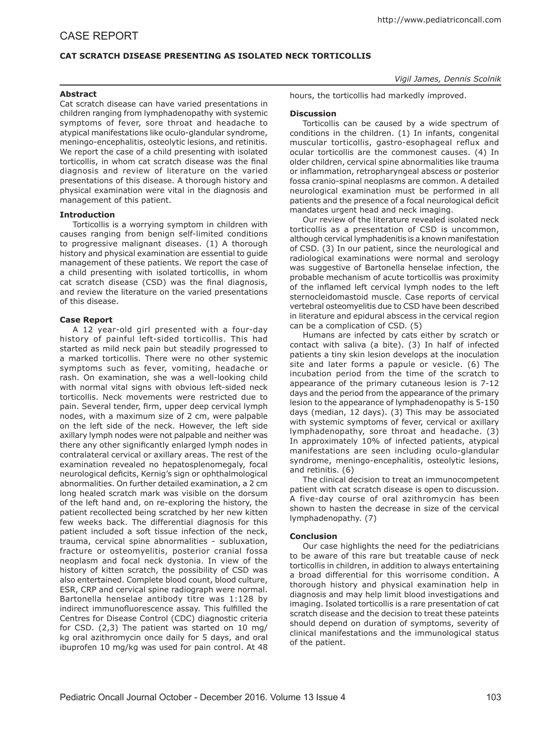# CASE REPORT

## CAT SCRATCH DISEASE PRESENTING AS ISOLATED NECK TORTICOLLIS

*Vigil James, Dennis Scolnik*

### Abstract

Cat scratch disease can have varied presentations in children ranging from lymphadenopathy with systemic symptoms of fever, sore throat and headache to atypical manifestations like oculo-glandular syndrome, meningo-encephalitis, osteolytic lesions, and retinitis. We report the case of a child presenting with isolated torticollis, in whom cat scratch disease was the final diagnosis and review of literature on the varied presentations of this disease. A thorough history and physical examination were vital in the diagnosis and management of this patient.

### Introduction

Torticollis is a worrying symptom in children with causes ranging from benign self-limited conditions to progressive malignant diseases. (1) A thorough history and physical examination are essential to guide management of these patients. We report the case of a child presenting with isolated torticollis, in whom cat scratch disease (CSD) was the final diagnosis, and review the literature on the varied presentations of this disease.

### Case Report

A 12 year-old girl presented with a four-day history of painful left-sided torticollis. This had started as mild neck pain but steadily progressed to a marked torticollis. There were no other systemic symptoms such as fever, vomiting, headache or rash. On examination, she was a well-looking child with normal vital signs with obvious left-sided neck torticollis. Neck movements were restricted due to pain. Several tender, firm, upper deep cervical lymph nodes, with a maximum size of 2 cm, were palpable on the left side of the neck. However, the left side axillary lymph nodes were not palpable and neither was there any other significantly enlarged lymph nodes in contralateral cervical or axillary areas. The rest of the examination revealed no hepatosplenomegaly, focal neurological deficits, Kernig's sign or ophthalmological abnormalities. On further detailed examination, a 2 cm long healed scratch mark was visible on the dorsum of the left hand and, on re-exploring the history, the patient recollected being scratched by her new kitten few weeks back. The differential diagnosis for this patient included a soft tissue infection of the neck, trauma, cervical spine abnormalities - subluxation, fracture or osteomyelitis, posterior cranial fossa neoplasm and focal neck dystonia. In view of the history of kitten scratch, the possibility of CSD was also entertained. Complete blood count, blood culture, ESR, CRP and cervical spine radiograph were normal. Bartonella henselae antibody titre was 1:128 by indirect immunofluorescence assay. This fulfilled the Centres for Disease Control (CDC) diagnostic criteria for CSD. (2,3) The patient was started on 10 mg/kg oral azithromycin once daily for 5 days, and oral ibuprofen 10 mg/kg was used for pain control. At 48 hours, the torticollis had markedly improved.

### Discussion

Torticollis can be caused by a wide spectrum of conditions in the children. (1) In infants, congenital muscular torticollis, gastro-esophageal reflux and ocular torticollis are the commonest causes. (4) In older children, cervical spine abnormalities like trauma or inflammation, retropharyngeal abscess or posterior fossa cranio-spinal neoplasms are common. A detailed neurological examination must be performed in all patients and the presence of a focal neurological deficit mandates urgent head and neck imaging.

Our review of the literature revealed isolated neck torticollis as a presentation of CSD is uncommon, although cervical lymphadenitis is a known manifestation of CSD. (3) In our patient, since the neurological and radiological examinations were normal and serology was suggestive of Bartonella henselae infection, the probable mechanism of acute torticollis was proximity of the inflamed left cervical lymph nodes to the left sternocleidomastoid muscle. Case reports of cervical vertebral osteomyelitis due to CSD have been described in literature and epidural abscess in the cervical region can be a complication of CSD. (5)

Humans are infected by cats either by scratch or contact with saliva (a bite). (3) In half of infected patients a tiny skin lesion develops at the inoculation site and later forms a papule or vesicle. (6) The incubation period from the time of the scratch to appearance of the primary cutaneous lesion is 7-12 days and the period from the appearance of the primary lesion to the appearance of lymphadenopathy is 5-150 days (median, 12 days). (3) This may be associated with systemic symptoms of fever, cervical or axillary lymphadenopathy, sore throat and headache. (3) In approximately 10% of infected patients, atypical manifestations are seen including oculo-glandular syndrome, meningo-encephalitis, osteolytic lesions, and retinitis. (6)

The clinical decision to treat an immunocompetent patient with cat scratch disease is open to discussion. A five-day course of oral azithromycin has been shown to hasten the decrease in size of the cervical lymphadenopathy. (7)

### Conclusion

Our case highlights the need for the pediatricians to be aware of this rare but treatable cause of neck torticollis in children, in addition to always entertaining a broad differential for this worrisome condition. A thorough history and physical examination help in diagnosis and may help limit blood investigations and imaging. Isolated torticollis is a rare presentation of cat scratch disease and the decision to treat these pateints should depend on duration of symptoms, severity of clinical manifestations and the immunological status of the patient.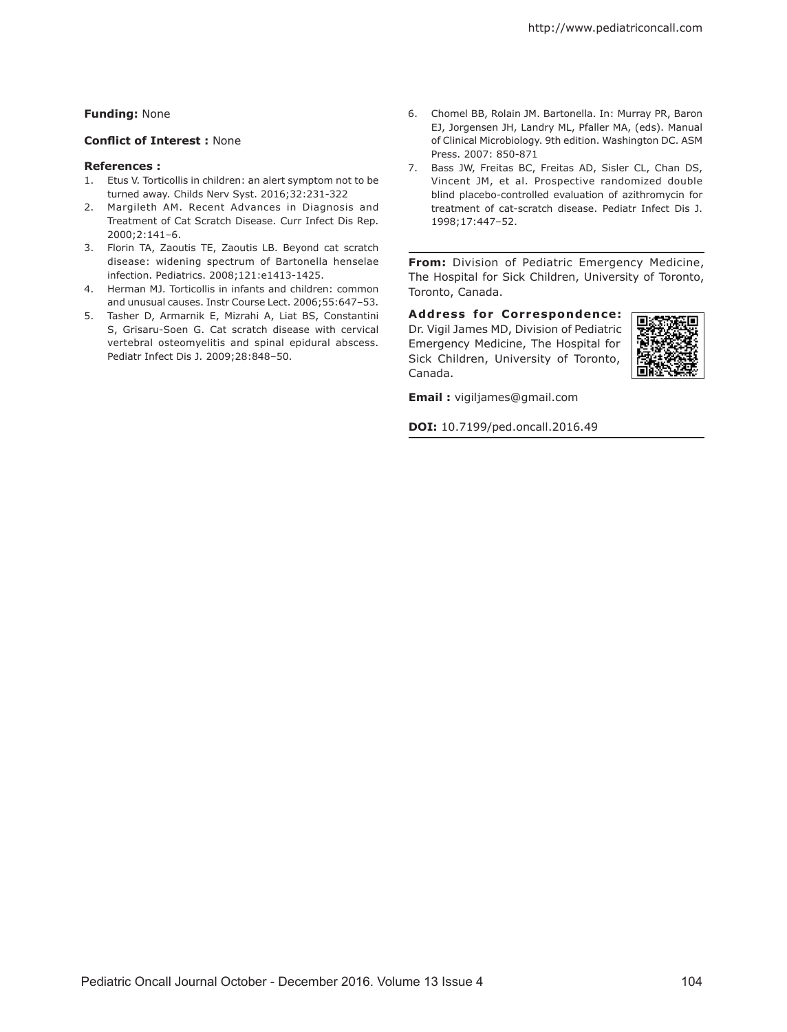**Funding:** None

**Conflict of Interest :** None

**References :**

1. Etus V. Torticollis in children: an alert symptom not to be turned away. Childs Nerv Syst. 2016;32:231-322
2. Margileth AM. Recent Advances in Diagnosis and Treatment of Cat Scratch Disease. Curr Infect Dis Rep. 2000;2:141–6.
3. Florin TA, Zaoutis TE, Zaoutis LB. Beyond cat scratch disease: widening spectrum of Bartonella henselae infection. Pediatrics. 2008;121:e1413-1425.
4. Herman MJ. Torticollis in infants and children: common and unusual causes. Instr Course Lect. 2006;55:647–53.
5. Tasher D, Armarnik E, Mizrahi A, Liat BS, Constantini S, Grisaru-Soen G. Cat scratch disease with cervical vertebral osteomyelitis and spinal epidural abscess. Pediatr Infect Dis J. 2009;28:848–50.
6. Chomel BB, Rolain JM. Bartonella. In: Murray PR, Baron EJ, Jorgensen JH, Landry ML, Pfaller MA, (eds). Manual of Clinical Microbiology. 9th edition. Washington DC. ASM Press. 2007: 850-871
7. Bass JW, Freitas BC, Freitas AD, Sisler CL, Chan DS, Vincent JM, et al. Prospective randomized double blind placebo-controlled evaluation of azithromycin for treatment of cat-scratch disease. Pediatr Infect Dis J. 1998;17:447–52.

**From:** Division of Pediatric Emergency Medicine, The Hospital for Sick Children, University of Toronto, Toronto, Canada.

**Address for Correspondence:** Dr. Vigil James MD, Division of Pediatric Emergency Medicine, The Hospital for Sick Children, University of Toronto, Canada.

**Email :** vigiljames@gmail.com

**DOI:** 10.7199/ped.oncall.2016.49